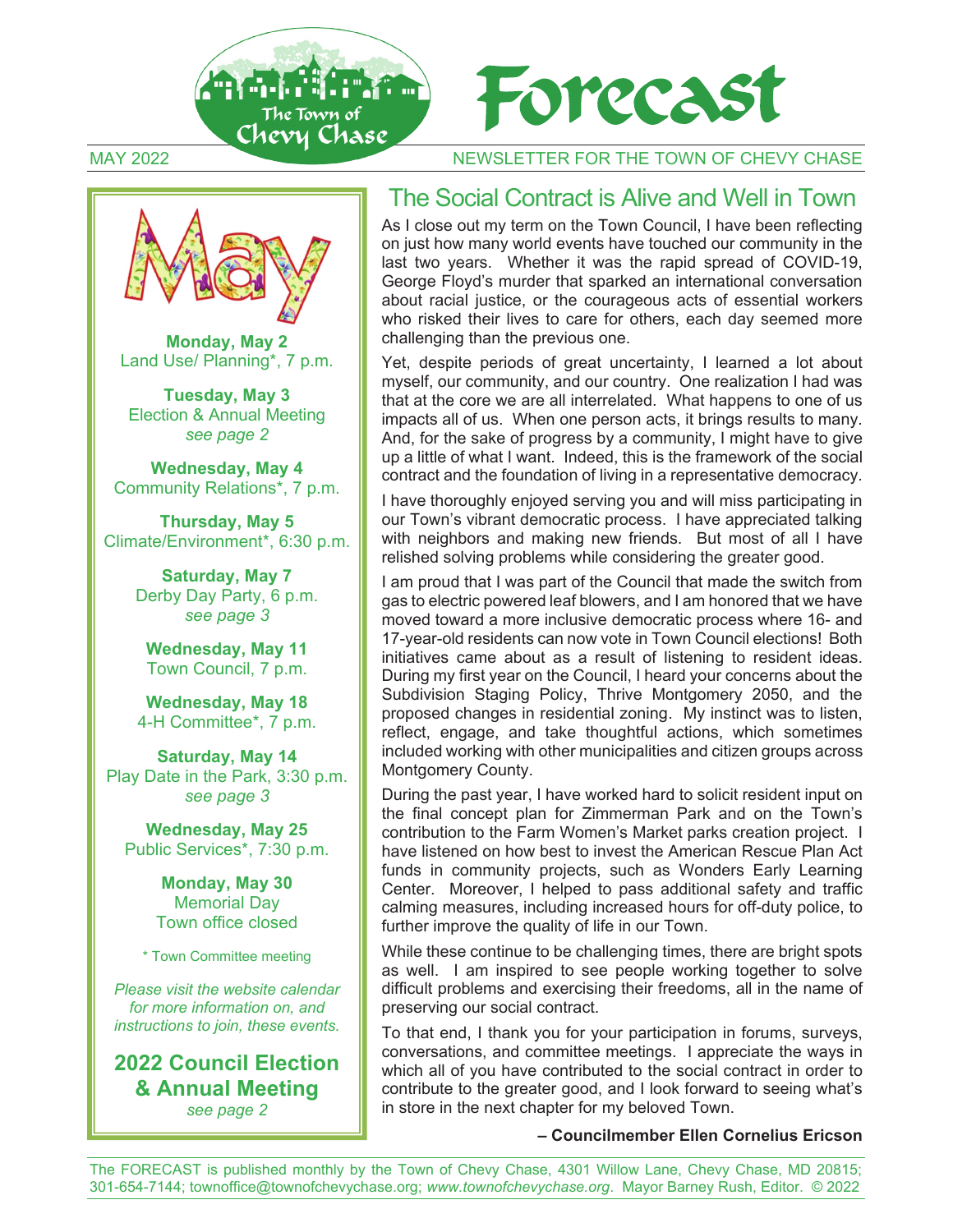# Forecast

The Town of Chevy Chase

MAY 2022 — NEWSLETTER FOR THE TOWN OF CHEVY CHASE

## May

**Monday, May 2**
Land Use/ Planning*, 7 p.m.

**Tuesday, May 3**
Election & Annual Meeting
*see page 2*

**Wednesday, May 4**
Community Relations*, 7 p.m.

**Thursday, May 5**
Climate/Environment*, 6:30 p.m.

**Saturday, May 7**
Derby Day Party, 6 p.m.
*see page 3*

**Wednesday, May 11**
Town Council, 7 p.m.

**Wednesday, May 18**
4-H Committee*, 7 p.m.

**Saturday, May 14**
Play Date in the Park, 3:30 p.m.
*see page 3*

**Wednesday, May 25**
Public Services*, 7:30 p.m.

**Monday, May 30**
Memorial Day
Town office closed

\* Town Committee meeting

*Please visit the website calendar for more information on, and instructions to join, these events.*

**2022 Council Election & Annual Meeting**
*see page 2*

## The Social Contract is Alive and Well in Town

As I close out my term on the Town Council, I have been reflecting on just how many world events have touched our community in the last two years. Whether it was the rapid spread of COVID-19, George Floyd's murder that sparked an international conversation about racial justice, or the courageous acts of essential workers who risked their lives to care for others, each day seemed more challenging than the previous one.

Yet, despite periods of great uncertainty, I learned a lot about myself, our community, and our country. One realization I had was that at the core we are all interrelated. What happens to one of us impacts all of us. When one person acts, it brings results to many. And, for the sake of progress by a community, I might have to give up a little of what I want. Indeed, this is the framework of the social contract and the foundation of living in a representative democracy.

I have thoroughly enjoyed serving you and will miss participating in our Town's vibrant democratic process. I have appreciated talking with neighbors and making new friends. But most of all I have relished solving problems while considering the greater good.

I am proud that I was part of the Council that made the switch from gas to electric powered leaf blowers, and I am honored that we have moved toward a more inclusive democratic process where 16- and 17-year-old residents can now vote in Town Council elections! Both initiatives came about as a result of listening to resident ideas. During my first year on the Council, I heard your concerns about the Subdivision Staging Policy, Thrive Montgomery 2050, and the proposed changes in residential zoning. My instinct was to listen, reflect, engage, and take thoughtful actions, which sometimes included working with other municipalities and citizen groups across Montgomery County.

During the past year, I have worked hard to solicit resident input on the final concept plan for Zimmerman Park and on the Town's contribution to the Farm Women's Market parks creation project. I have listened on how best to invest the American Rescue Plan Act funds in community projects, such as Wonders Early Learning Center. Moreover, I helped to pass additional safety and traffic calming measures, including increased hours for off-duty police, to further improve the quality of life in our Town.

While these continue to be challenging times, there are bright spots as well. I am inspired to see people working together to solve difficult problems and exercising their freedoms, all in the name of preserving our social contract.

To that end, I thank you for your participation in forums, surveys, conversations, and committee meetings. I appreciate the ways in which all of you have contributed to the social contract in order to contribute to the greater good, and I look forward to seeing what's in store in the next chapter for my beloved Town.

**– Councilmember Ellen Cornelius Ericson**

The FORECAST is published monthly by the Town of Chevy Chase, 4301 Willow Lane, Chevy Chase, MD 20815; 301-654-7144; townoffice@townofchevychase.org; *www.townofchevychase.org*. Mayor Barney Rush, Editor. © 2022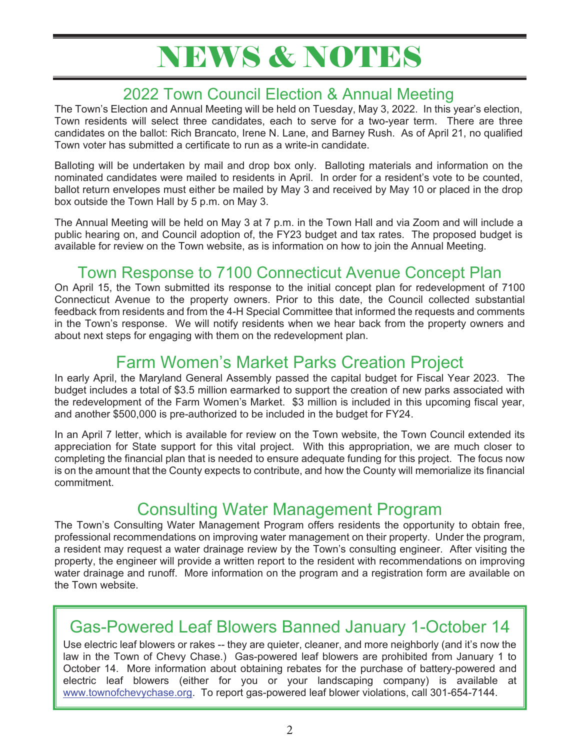# NEWS & NOTES

## 2022 Town Council Election & Annual Meeting

The Town's Election and Annual Meeting will be held on Tuesday, May 3, 2022. In this year's election, Town residents will select three candidates, each to serve for a two-year term. There are three candidates on the ballot: Rich Brancato, Irene N. Lane, and Barney Rush. As of April 21, no qualified Town voter has submitted a certificate to run as a write-in candidate.

Balloting will be undertaken by mail and drop box only. Balloting materials and information on the nominated candidates were mailed to residents in April. In order for a resident's vote to be counted, ballot return envelopes must either be mailed by May 3 and received by May 10 or placed in the drop box outside the Town Hall by 5 p.m. on May 3.

The Annual Meeting will be held on May 3 at 7 p.m. in the Town Hall and via Zoom and will include a public hearing on, and Council adoption of, the FY23 budget and tax rates. The proposed budget is available for review on the Town website, as is information on how to join the Annual Meeting.

## Town Response to 7100 Connecticut Avenue Concept Plan

On April 15, the Town submitted its response to the initial concept plan for redevelopment of 7100 Connecticut Avenue to the property owners. Prior to this date, the Council collected substantial feedback from residents and from the 4-H Special Committee that informed the requests and comments in the Town's response. We will notify residents when we hear back from the property owners and about next steps for engaging with them on the redevelopment plan.

## Farm Women's Market Parks Creation Project

In early April, the Maryland General Assembly passed the capital budget for Fiscal Year 2023. The budget includes a total of $3.5 million earmarked to support the creation of new parks associated with the redevelopment of the Farm Women's Market. $3 million is included in this upcoming fiscal year, and another $500,000 is pre-authorized to be included in the budget for FY24.

In an April 7 letter, which is available for review on the Town website, the Town Council extended its appreciation for State support for this vital project. With this appropriation, we are much closer to completing the financial plan that is needed to ensure adequate funding for this project. The focus now is on the amount that the County expects to contribute, and how the County will memorialize its financial commitment.

## Consulting Water Management Program

The Town's Consulting Water Management Program offers residents the opportunity to obtain free, professional recommendations on improving water management on their property. Under the program, a resident may request a water drainage review by the Town's consulting engineer. After visiting the property, the engineer will provide a written report to the resident with recommendations on improving water drainage and runoff. More information on the program and a registration form are available on the Town website.

## Gas-Powered Leaf Blowers Banned January 1-October 14

Use electric leaf blowers or rakes -- they are quieter, cleaner, and more neighborly (and it's now the law in the Town of Chevy Chase.) Gas-powered leaf blowers are prohibited from January 1 to October 14. More information about obtaining rebates for the purchase of battery-powered and electric leaf blowers (either for you or your landscaping company) is available at www.townofchevychase.org. To report gas-powered leaf blower violations, call 301-654-7144.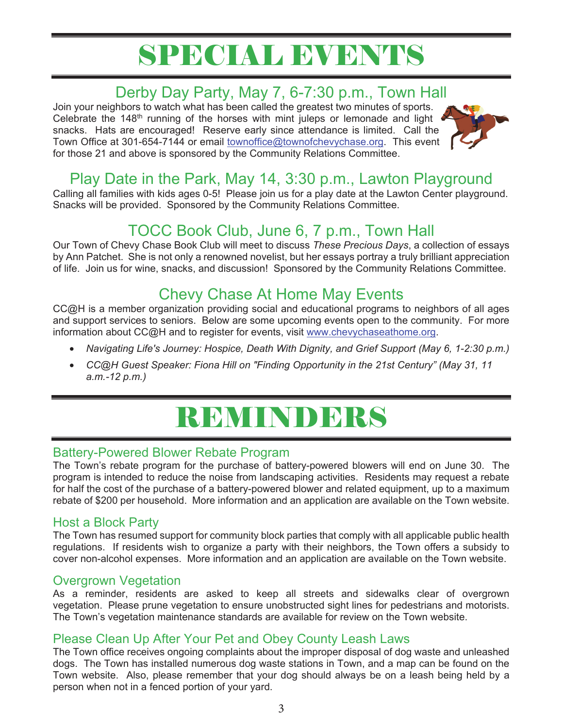# SPECIAL EVENTS

## Derby Day Party, May 7, 6-7:30 p.m., Town Hall

Join your neighbors to watch what has been called the greatest two minutes of sports. Celebrate the 148th running of the horses with mint juleps or lemonade and light snacks. Hats are encouraged! Reserve early since attendance is limited. Call the Town Office at 301-654-7144 or email townoffice@townofchevychase.org. This event for those 21 and above is sponsored by the Community Relations Committee.

## Play Date in the Park, May 14, 3:30 p.m., Lawton Playground

Calling all families with kids ages 0-5! Please join us for a play date at the Lawton Center playground. Snacks will be provided. Sponsored by the Community Relations Committee.

## TOCC Book Club, June 6, 7 p.m., Town Hall

Our Town of Chevy Chase Book Club will meet to discuss *These Precious Days*, a collection of essays by Ann Patchet. She is not only a renowned novelist, but her essays portray a truly brilliant appreciation of life. Join us for wine, snacks, and discussion! Sponsored by the Community Relations Committee.

## Chevy Chase At Home May Events

CC@H is a member organization providing social and educational programs to neighbors of all ages and support services to seniors. Below are some upcoming events open to the community. For more information about CC@H and to register for events, visit www.chevychaseathome.org.

- *Navigating Life's Journey: Hospice, Death With Dignity, and Grief Support (May 6, 1-2:30 p.m.)*
- *CC@H Guest Speaker: Fiona Hill on "Finding Opportunity in the 21st Century" (May 31, 11 a.m.-12 p.m.)*

# REMINDERS

### Battery-Powered Blower Rebate Program

The Town's rebate program for the purchase of battery-powered blowers will end on June 30. The program is intended to reduce the noise from landscaping activities. Residents may request a rebate for half the cost of the purchase of a battery-powered blower and related equipment, up to a maximum rebate of $200 per household. More information and an application are available on the Town website.

### Host a Block Party

The Town has resumed support for community block parties that comply with all applicable public health regulations. If residents wish to organize a party with their neighbors, the Town offers a subsidy to cover non-alcohol expenses. More information and an application are available on the Town website.

### Overgrown Vegetation

As a reminder, residents are asked to keep all streets and sidewalks clear of overgrown vegetation. Please prune vegetation to ensure unobstructed sight lines for pedestrians and motorists. The Town's vegetation maintenance standards are available for review on the Town website.

### Please Clean Up After Your Pet and Obey County Leash Laws

The Town office receives ongoing complaints about the improper disposal of dog waste and unleashed dogs. The Town has installed numerous dog waste stations in Town, and a map can be found on the Town website. Also, please remember that your dog should always be on a leash being held by a person when not in a fenced portion of your yard.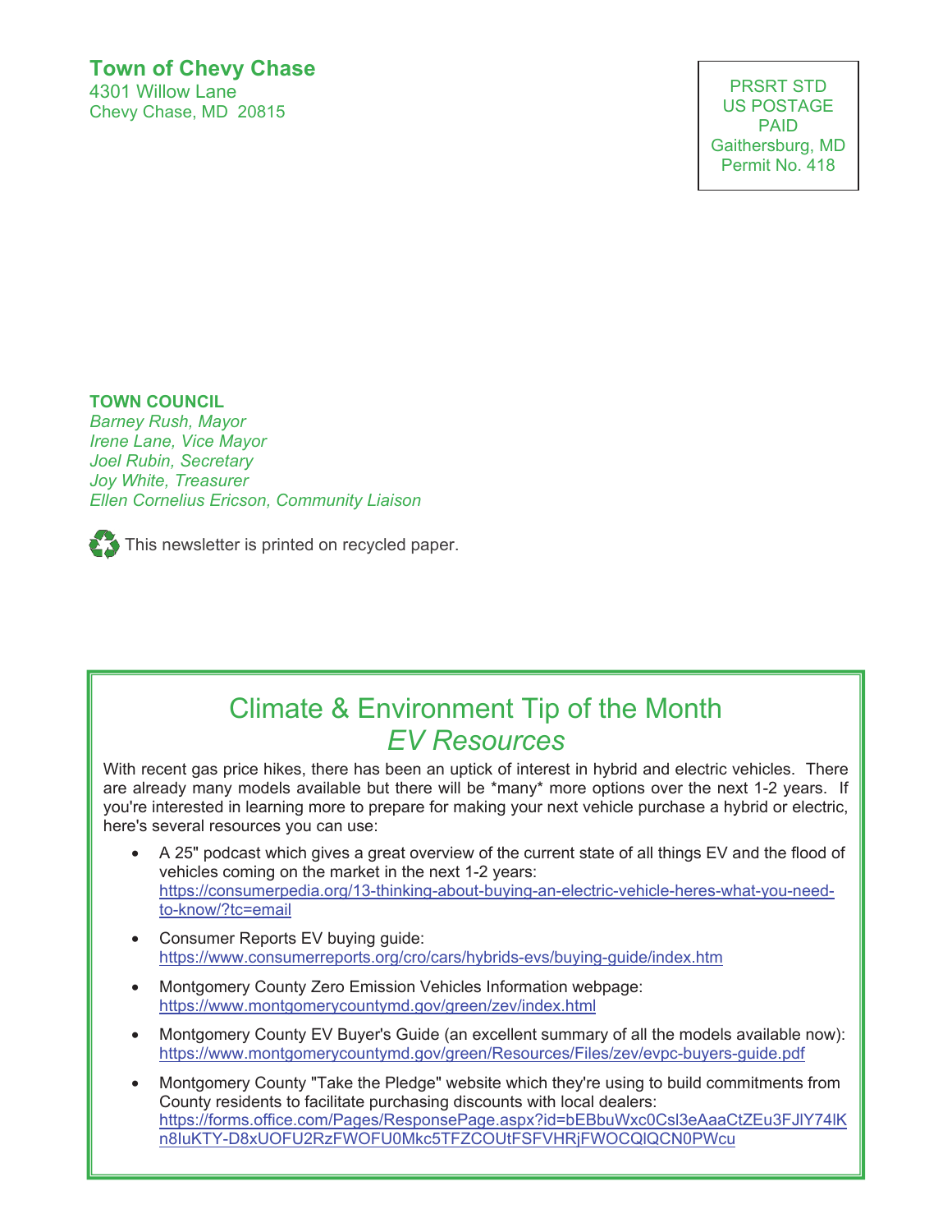**Town of Chevy Chase**
4301 Willow Lane
Chevy Chase, MD 20815

PRSRT STD
US POSTAGE
PAID
Gaithersburg, MD
Permit No. 418

**TOWN COUNCIL**
*Barney Rush, Mayor*
*Irene Lane, Vice Mayor*
*Joel Rubin, Secretary*
*Joy White, Treasurer*
*Ellen Cornelius Ericson, Community Liaison*

This newsletter is printed on recycled paper.

## Climate & Environment Tip of the Month
## *EV Resources*

With recent gas price hikes, there has been an uptick of interest in hybrid and electric vehicles. There are already many models available but there will be *many* more options over the next 1-2 years. If you're interested in learning more to prepare for making your next vehicle purchase a hybrid or electric, here's several resources you can use:

- A 25" podcast which gives a great overview of the current state of all things EV and the flood of vehicles coming on the market in the next 1-2 years: https://consumerpedia.org/13-thinking-about-buying-an-electric-vehicle-heres-what-you-need-to-know/?tc=email
- Consumer Reports EV buying guide: https://www.consumerreports.org/cro/cars/hybrids-evs/buying-guide/index.htm
- Montgomery County Zero Emission Vehicles Information webpage: https://www.montgomerycountymd.gov/green/zev/index.html
- Montgomery County EV Buyer's Guide (an excellent summary of all the models available now): https://www.montgomerycountymd.gov/green/Resources/Files/zev/evpc-buyers-guide.pdf
- Montgomery County "Take the Pledge" website which they're using to build commitments from County residents to facilitate purchasing discounts with local dealers: https://forms.office.com/Pages/ResponsePage.aspx?id=bEBbuWxc0Csl3eAaaCtZEu3FJlY74lKn8IuKTY-D8xUOFU2RzFWOFU0Mkc5TFZCOUtFSFVHRjFWOCQlQCN0PWcu